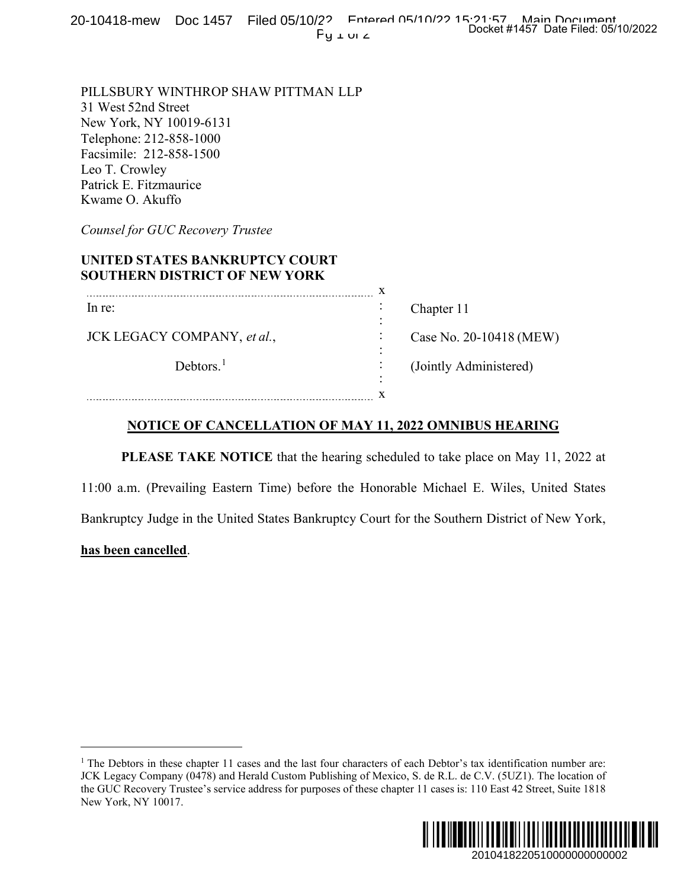PILLSBURY WINTHROP SHAW PITTMAN LLP
31 West 52nd Street
New York, NY 10019-6131
Telephone: 212-858-1000
Facsimile: 212-858-1500
Leo T. Crowley
Patrick E. Fitzmaurice
Kwame O. Akuffo

*Counsel for GUC Recovery Trustee*

**UNITED STATES BANKRUPTCY COURT**
**SOUTHERN DISTRICT OF NEW YORK**

| | |
|---|---|
| In re: | Chapter 11 |
| JCK LEGACY COMPANY, *et al.*, | Case No. 20-10418 (MEW) |
| Debtors.[1] | (Jointly Administered) |

## NOTICE OF CANCELLATION OF MAY 11, 2022 OMNIBUS HEARING

**PLEASE TAKE NOTICE** that the hearing scheduled to take place on May 11, 2022 at 11:00 a.m. (Prevailing Eastern Time) before the Honorable Michael E. Wiles, United States Bankruptcy Judge in the United States Bankruptcy Court for the Southern District of New York, **has been cancelled**.

---

[1] The Debtors in these chapter 11 cases and the last four characters of each Debtor's tax identification number are: JCK Legacy Company (0478) and Herald Custom Publishing of Mexico, S. de R.L. de C.V. (5UZ1). The location of the GUC Recovery Trustee's service address for purposes of these chapter 11 cases is: 110 East 42 Street, Suite 1818 New York, NY 10017.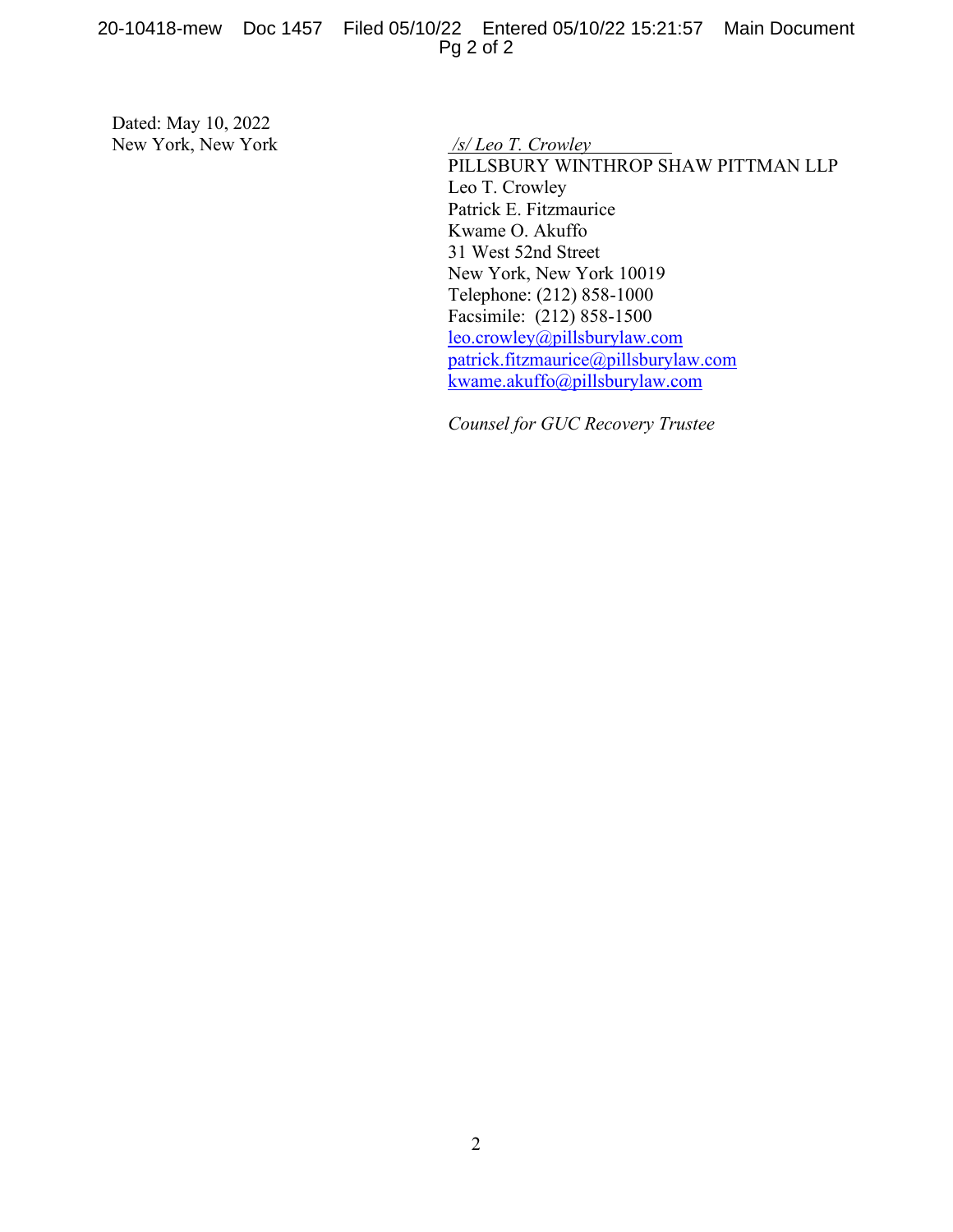Dated: May 10, 2022
New York, New York

*/s/ Leo T. Crowley*

PILLSBURY WINTHROP SHAW PITTMAN LLP
Leo T. Crowley
Patrick E. Fitzmaurice
Kwame O. Akuffo
31 West 52nd Street
New York, New York 10019
Telephone: (212) 858-1000
Facsimile: (212) 858-1500
leo.crowley@pillsburylaw.com
patrick.fitzmaurice@pillsburylaw.com
kwame.akuffo@pillsburylaw.com

*Counsel for GUC Recovery Trustee*